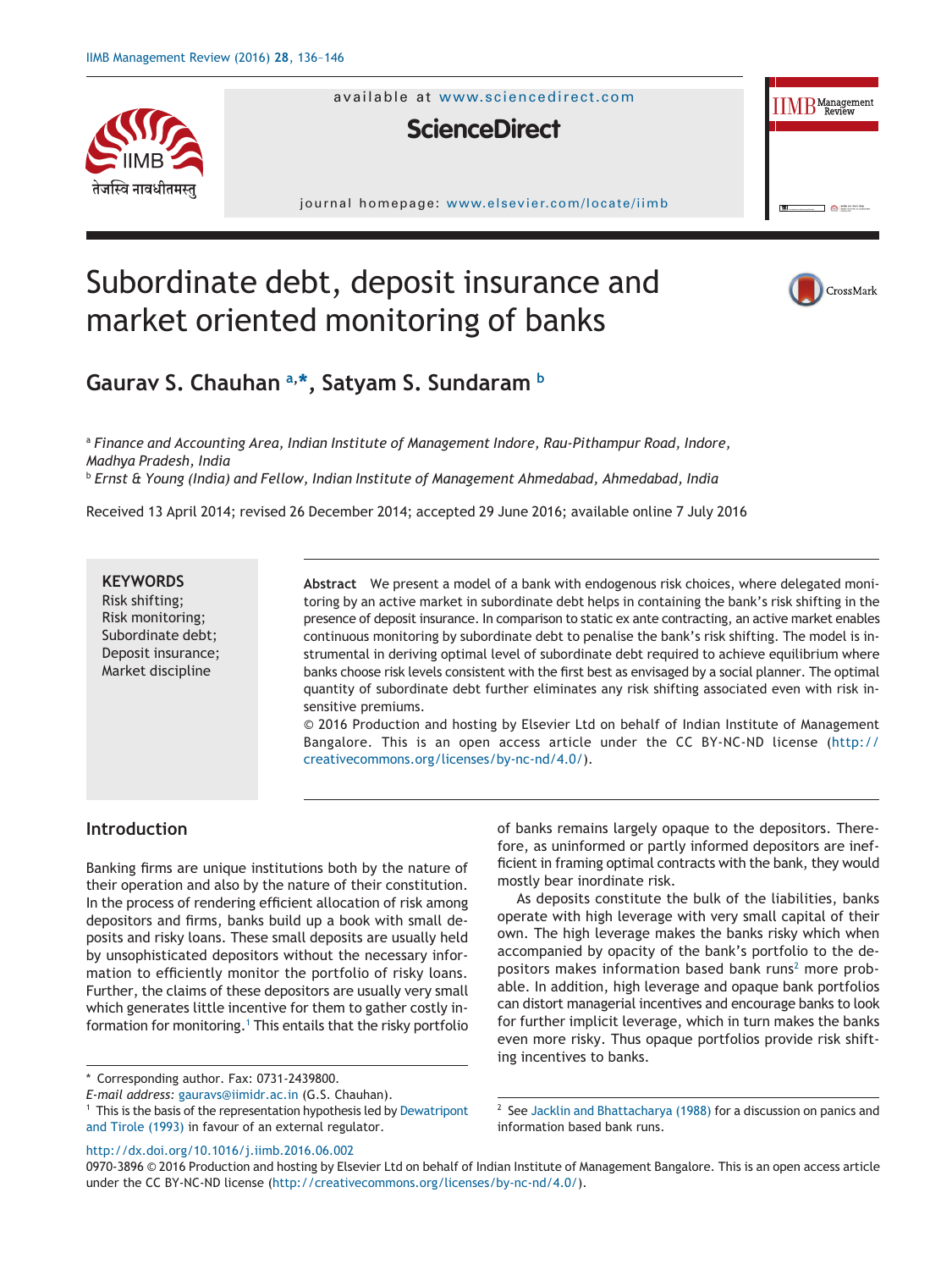# Subordinate debt, deposit insurance and market oriented monitoring of banks

**Gaurav S. Chauhan** [a,*], **Satyam S. Sundaram** [b]

[a] *Finance and Accounting Area, Indian Institute of Management Indore, Rau-Pithampur Road, Indore, Madhya Pradesh, India*

[b] *Ernst & Young (India) and Fellow, Indian Institute of Management Ahmedabad, Ahmedabad, India*

Received 13 April 2014; revised 26 December 2014; accepted 29 June 2016; available online 7 July 2016

**KEYWORDS**
Risk shifting;
Risk monitoring;
Subordinate debt;
Deposit insurance;
Market discipline

**Abstract** We present a model of a bank with endogenous risk choices, where delegated monitoring by an active market in subordinate debt helps in containing the bank's risk shifting in the presence of deposit insurance. In comparison to static ex ante contracting, an active market enables continuous monitoring by subordinate debt to penalise the bank's risk shifting. The model is instrumental in deriving optimal level of subordinate debt required to achieve equilibrium where banks choose risk levels consistent with the first best as envisaged by a social planner. The optimal quantity of subordinate debt further eliminates any risk shifting associated even with risk insensitive premiums.

© 2016 Production and hosting by Elsevier Ltd on behalf of Indian Institute of Management Bangalore. This is an open access article under the CC BY-NC-ND license (http://creativecommons.org/licenses/by-nc-nd/4.0/).

## Introduction

Banking firms are unique institutions both by the nature of their operation and also by the nature of their constitution. In the process of rendering efficient allocation of risk among depositors and firms, banks build up a book with small deposits and risky loans. These small deposits are usually held by unsophisticated depositors without the necessary information to efficiently monitor the portfolio of risky loans. Further, the claims of these depositors are usually very small which generates little incentive for them to gather costly information for monitoring.[1] This entails that the risky portfolio of banks remains largely opaque to the depositors. Therefore, as uninformed or partly informed depositors are inefficient in framing optimal contracts with the bank, they would mostly bear inordinate risk.

As deposits constitute the bulk of the liabilities, banks operate with high leverage with very small capital of their own. The high leverage makes the banks risky which when accompanied by opacity of the bank's portfolio to the depositors makes information based bank runs[2] more probable. In addition, high leverage and opaque bank portfolios can distort managerial incentives and encourage banks to look for further implicit leverage, which in turn makes the banks even more risky. Thus opaque portfolios provide risk shifting incentives to banks.

\* Corresponding author. Fax: 0731-2439800.
*E-mail address:* gauravs@iimidr.ac.in (G.S. Chauhan).

[1] This is the basis of the representation hypothesis led by Dewatripont and Tirole (1993) in favour of an external regulator.

[2] See Jacklin and Bhattacharya (1988) for a discussion on panics and information based bank runs.

http://dx.doi.org/10.1016/j.iimb.2016.06.002
0970-3896 © 2016 Production and hosting by Elsevier Ltd on behalf of Indian Institute of Management Bangalore. This is an open access article under the CC BY-NC-ND license (http://creativecommons.org/licenses/by-nc-nd/4.0/).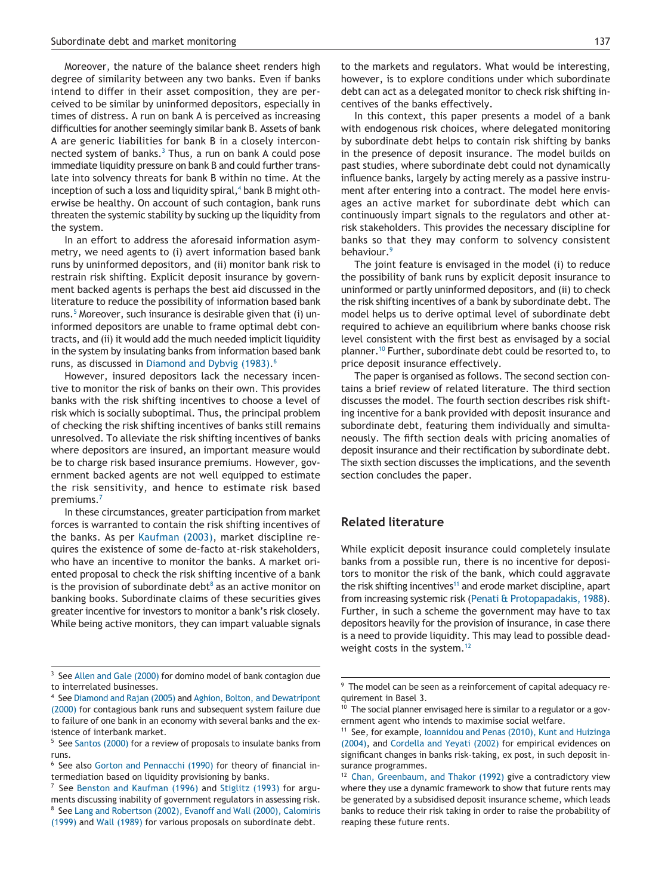Moreover, the nature of the balance sheet renders high degree of similarity between any two banks. Even if banks intend to differ in their asset composition, they are perceived to be similar by uninformed depositors, especially in times of distress. A run on bank A is perceived as increasing difficulties for another seemingly similar bank B. Assets of bank A are generic liabilities for bank B in a closely interconnected system of banks.[3] Thus, a run on bank A could pose immediate liquidity pressure on bank B and could further translate into solvency threats for bank B within no time. At the inception of such a loss and liquidity spiral,[4] bank B might otherwise be healthy. On account of such contagion, bank runs threaten the systemic stability by sucking up the liquidity from the system.

In an effort to address the aforesaid information asymmetry, we need agents to (i) avert information based bank runs by uninformed depositors, and (ii) monitor bank risk to restrain risk shifting. Explicit deposit insurance by government backed agents is perhaps the best aid discussed in the literature to reduce the possibility of information based bank runs.[5] Moreover, such insurance is desirable given that (i) uninformed depositors are unable to frame optimal debt contracts, and (ii) it would add the much needed implicit liquidity in the system by insulating banks from information based bank runs, as discussed in Diamond and Dybvig (1983).[6]

However, insured depositors lack the necessary incentive to monitor the risk of banks on their own. This provides banks with the risk shifting incentives to choose a level of risk which is socially suboptimal. Thus, the principal problem of checking the risk shifting incentives of banks still remains unresolved. To alleviate the risk shifting incentives of banks where depositors are insured, an important measure would be to charge risk based insurance premiums. However, government backed agents are not well equipped to estimate the risk sensitivity, and hence to estimate risk based premiums.[7]

In these circumstances, greater participation from market forces is warranted to contain the risk shifting incentives of the banks. As per Kaufman (2003), market discipline requires the existence of some de-facto at-risk stakeholders, who have an incentive to monitor the banks. A market oriented proposal to check the risk shifting incentive of a bank is the provision of subordinate debt[8] as an active monitor on banking books. Subordinate claims of these securities gives greater incentive for investors to monitor a bank's risk closely. While being active monitors, they can impart valuable signals to the markets and regulators. What would be interesting, however, is to explore conditions under which subordinate debt can act as a delegated monitor to check risk shifting incentives of the banks effectively.

In this context, this paper presents a model of a bank with endogenous risk choices, where delegated monitoring by subordinate debt helps to contain risk shifting by banks in the presence of deposit insurance. The model builds on past studies, where subordinate debt could not dynamically influence banks, largely by acting merely as a passive instrument after entering into a contract. The model here envisages an active market for subordinate debt which can continuously impart signals to the regulators and other at-risk stakeholders. This provides the necessary discipline for banks so that they may conform to solvency consistent behaviour.[9]

The joint feature is envisaged in the model (i) to reduce the possibility of bank runs by explicit deposit insurance to uninformed or partly uninformed depositors, and (ii) to check the risk shifting incentives of a bank by subordinate debt. The model helps us to derive optimal level of subordinate debt required to achieve an equilibrium where banks choose risk level consistent with the first best as envisaged by a social planner.[10] Further, subordinate debt could be resorted to, to price deposit insurance effectively.

The paper is organised as follows. The second section contains a brief review of related literature. The third section discusses the model. The fourth section describes risk shifting incentive for a bank provided with deposit insurance and subordinate debt, featuring them individually and simultaneously. The fifth section deals with pricing anomalies of deposit insurance and their rectification by subordinate debt. The sixth section discusses the implications, and the seventh section concludes the paper.

## Related literature

While explicit deposit insurance could completely insulate banks from a possible run, there is no incentive for depositors to monitor the risk of the bank, which could aggravate the risk shifting incentives[11] and erode market discipline, apart from increasing systemic risk (Penati & Protopapadakis, 1988). Further, in such a scheme the government may have to tax depositors heavily for the provision of insurance, in case there is a need to provide liquidity. This may lead to possible deadweight costs in the system.[12]

---

[3] See Allen and Gale (2000) for domino model of bank contagion due to interrelated businesses.

[4] See Diamond and Rajan (2005) and Aghion, Bolton, and Dewatripont (2000) for contagious bank runs and subsequent system failure due to failure of one bank in an economy with several banks and the existence of interbank market.

[5] See Santos (2000) for a review of proposals to insulate banks from runs.

[6] See also Gorton and Pennacchi (1990) for theory of financial intermediation based on liquidity provisioning by banks.

[7] See Benston and Kaufman (1996) and Stiglitz (1993) for arguments discussing inability of government regulators in assessing risk.

[8] See Lang and Robertson (2002), Evanoff and Wall (2000), Calomiris (1999) and Wall (1989) for various proposals on subordinate debt.

[9] The model can be seen as a reinforcement of capital adequacy requirement in Basel 3.

[10] The social planner envisaged here is similar to a regulator or a government agent who intends to maximise social welfare.

[11] See, for example, Ioannidou and Penas (2010), Kunt and Huizinga (2004), and Cordella and Yeyati (2002) for empirical evidences on significant changes in banks risk-taking, ex post, in such deposit insurance programmes.

[12] Chan, Greenbaum, and Thakor (1992) give a contradictory view where they use a dynamic framework to show that future rents may be generated by a subsidised deposit insurance scheme, which leads banks to reduce their risk taking in order to raise the probability of reaping these future rents.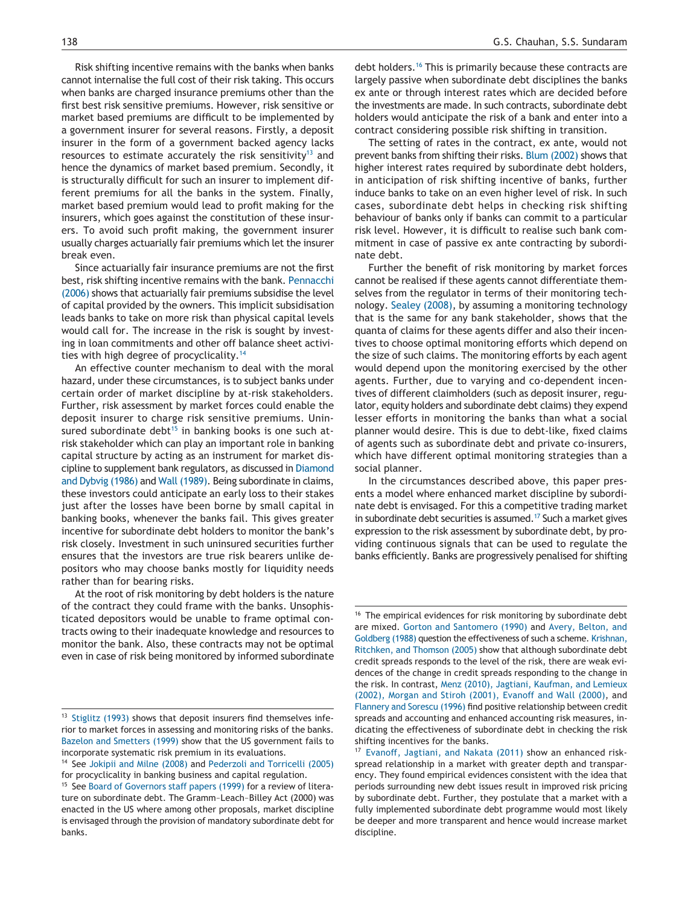Risk shifting incentive remains with the banks when banks cannot internalise the full cost of their risk taking. This occurs when banks are charged insurance premiums other than the first best risk sensitive premiums. However, risk sensitive or market based premiums are difficult to be implemented by a government insurer for several reasons. Firstly, a deposit insurer in the form of a government backed agency lacks resources to estimate accurately the risk sensitivity[13] and hence the dynamics of market based premium. Secondly, it is structurally difficult for such an insurer to implement different premiums for all the banks in the system. Finally, market based premium would lead to profit making for the insurers, which goes against the constitution of these insurers. To avoid such profit making, the government insurer usually charges actuarially fair premiums which let the insurer break even.

Since actuarially fair insurance premiums are not the first best, risk shifting incentive remains with the bank. Pennacchi (2006) shows that actuarially fair premiums subsidise the level of capital provided by the owners. This implicit subsidisation leads banks to take on more risk than physical capital levels would call for. The increase in the risk is sought by investing in loan commitments and other off balance sheet activities with high degree of procyclicality.[14]

An effective counter mechanism to deal with the moral hazard, under these circumstances, is to subject banks under certain order of market discipline by at-risk stakeholders. Further, risk assessment by market forces could enable the deposit insurer to charge risk sensitive premiums. Uninsured subordinate debt[15] in banking books is one such at-risk stakeholder which can play an important role in banking capital structure by acting as an instrument for market discipline to supplement bank regulators, as discussed in Diamond and Dybvig (1986) and Wall (1989). Being subordinate in claims, these investors could anticipate an early loss to their stakes just after the losses have been borne by small capital in banking books, whenever the banks fail. This gives greater incentive for subordinate debt holders to monitor the bank's risk closely. Investment in such uninsured securities further ensures that the investors are true risk bearers unlike depositors who may choose banks mostly for liquidity needs rather than for bearing risks.

At the root of risk monitoring by debt holders is the nature of the contract they could frame with the banks. Unsophisticated depositors would be unable to frame optimal contracts owing to their inadequate knowledge and resources to monitor the bank. Also, these contracts may not be optimal even in case of risk being monitored by informed subordinate debt holders.[16] This is primarily because these contracts are largely passive when subordinate debt disciplines the banks ex ante or through interest rates which are decided before the investments are made. In such contracts, subordinate debt holders would anticipate the risk of a bank and enter into a contract considering possible risk shifting in transition.

The setting of rates in the contract, ex ante, would not prevent banks from shifting their risks. Blum (2002) shows that higher interest rates required by subordinate debt holders, in anticipation of risk shifting incentive of banks, further induce banks to take on an even higher level of risk. In such cases, subordinate debt helps in checking risk shifting behaviour of banks only if banks can commit to a particular risk level. However, it is difficult to realise such bank commitment in case of passive ex ante contracting by subordinate debt.

Further the benefit of risk monitoring by market forces cannot be realised if these agents cannot differentiate themselves from the regulator in terms of their monitoring technology. Sealey (2008), by assuming a monitoring technology that is the same for any bank stakeholder, shows that the quanta of claims for these agents differ and also their incentives to choose optimal monitoring efforts which depend on the size of such claims. The monitoring efforts by each agent would depend upon the monitoring exercised by the other agents. Further, due to varying and co-dependent incentives of different claimholders (such as deposit insurer, regulator, equity holders and subordinate debt claims) they expend lesser efforts in monitoring the banks than what a social planner would desire. This is due to debt-like, fixed claims of agents such as subordinate debt and private co-insurers, which have different optimal monitoring strategies than a social planner.

In the circumstances described above, this paper presents a model where enhanced market discipline by subordinate debt is envisaged. For this a competitive trading market in subordinate debt securities is assumed.[17] Such a market gives expression to the risk assessment by subordinate debt, by providing continuous signals that can be used to regulate the banks efficiently. Banks are progressively penalised for shifting

---

[13] Stiglitz (1993) shows that deposit insurers find themselves inferior to market forces in assessing and monitoring risks of the banks. Bazelon and Smetters (1999) show that the US government fails to incorporate systematic risk premium in its evaluations.

[14] See Jokipii and Milne (2008) and Pederzoli and Torricelli (2005) for procyclicality in banking business and capital regulation.

[15] See Board of Governors staff papers (1999) for a review of literature on subordinate debt. The Gramm–Leach–Billey Act (2000) was enacted in the US where among other proposals, market discipline is envisaged through the provision of mandatory subordinate debt for banks.

[16] The empirical evidences for risk monitoring by subordinate debt are mixed. Gorton and Santomero (1990) and Avery, Belton, and Goldberg (1988) question the effectiveness of such a scheme. Krishnan, Ritchken, and Thomson (2005) show that although subordinate debt credit spreads responds to the level of the risk, there are weak evidences of the change in credit spreads responding to the change in the risk. In contrast, Menz (2010), Jagtiani, Kaufman, and Lemieux (2002), Morgan and Stiroh (2001), Evanoff and Wall (2000), and Flannery and Sorescu (1996) find positive relationship between credit spreads and accounting and enhanced accounting risk measures, indicating the effectiveness of subordinate debt in checking the risk shifting incentives for the banks.

[17] Evanoff, Jagtiani, and Nakata (2011) show an enhanced risk-spread relationship in a market with greater depth and transparency. They found empirical evidences consistent with the idea that periods surrounding new debt issues result in improved risk pricing by subordinate debt. Further, they postulate that a market with a fully implemented subordinate debt programme would most likely be deeper and more transparent and hence would increase market discipline.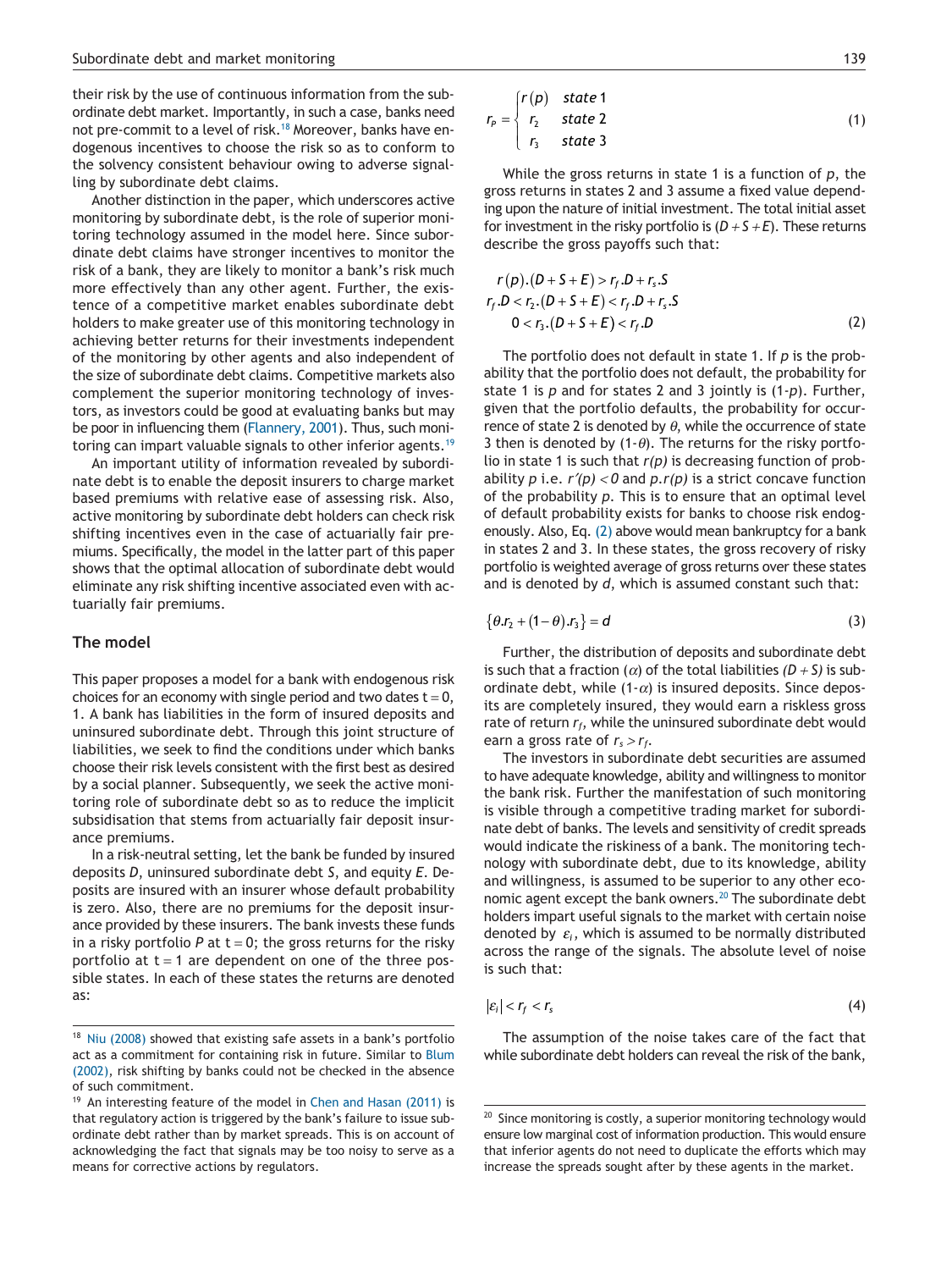their risk by the use of continuous information from the subordinate debt market. Importantly, in such a case, banks need not pre-commit to a level of risk.[18] Moreover, banks have endogenous incentives to choose the risk so as to conform to the solvency consistent behaviour owing to adverse signalling by subordinate debt claims.

Another distinction in the paper, which underscores active monitoring by subordinate debt, is the role of superior monitoring technology assumed in the model here. Since subordinate debt claims have stronger incentives to monitor the risk of a bank, they are likely to monitor a bank's risk much more effectively than any other agent. Further, the existence of a competitive market enables subordinate debt holders to make greater use of this monitoring technology in achieving better returns for their investments independent of the monitoring by other agents and also independent of the size of subordinate debt claims. Competitive markets also complement the superior monitoring technology of investors, as investors could be good at evaluating banks but may be poor in influencing them (Flannery, 2001). Thus, such monitoring can impart valuable signals to other inferior agents.[19]

An important utility of information revealed by subordinate debt is to enable the deposit insurers to charge market based premiums with relative ease of assessing risk. Also, active monitoring by subordinate debt holders can check risk shifting incentives even in the case of actuarially fair premiums. Specifically, the model in the latter part of this paper shows that the optimal allocation of subordinate debt would eliminate any risk shifting incentive associated even with actuarially fair premiums.

## The model

This paper proposes a model for a bank with endogenous risk choices for an economy with single period and two dates t = 0, 1. A bank has liabilities in the form of insured deposits and uninsured subordinate debt. Through this joint structure of liabilities, we seek to find the conditions under which banks choose their risk levels consistent with the first best as desired by a social planner. Subsequently, we seek the active monitoring role of subordinate debt so as to reduce the implicit subsidisation that stems from actuarially fair deposit insurance premiums.

In a risk-neutral setting, let the bank be funded by insured deposits *D*, uninsured subordinate debt *S*, and equity *E*. Deposits are insured with an insurer whose default probability is zero. Also, there are no premiums for the deposit insurance provided by these insurers. The bank invests these funds in a risky portfolio *P* at t = 0; the gross returns for the risky portfolio at t = 1 are dependent on one of the three possible states. In each of these states the returns are denoted as:

$$r_P = \begin{cases} r(p) & state\ 1 \\ r_2 & state\ 2 \\ r_3 & state\ 3 \end{cases} \tag{1}$$

While the gross returns in state 1 is a function of *p*, the gross returns in states 2 and 3 assume a fixed value depending upon the nature of initial investment. The total initial asset for investment in the risky portfolio is $(D + S + E)$. These returns describe the gross payoffs such that:

$$\begin{aligned} r(p).(D+S+E) &> r_f.D + r_s.S \\ r_f.D < r_2.(D+S+E) &< r_f.D + r_s.S \\ 0 < r_3.(D+S+E) &< r_f.D \end{aligned} \tag{2}$$

The portfolio does not default in state 1. If *p* is the probability that the portfolio does not default, the probability for state 1 is *p* and for states 2 and 3 jointly is (1-*p*). Further, given that the portfolio defaults, the probability for occurrence of state 2 is denoted by $\theta$, while the occurrence of state 3 then is denoted by (1-$\theta$). The returns for the risky portfolio in state 1 is such that *r(p)* is decreasing function of probability *p* i.e. $r'(p) < 0$ and $p.r(p)$ is a strict concave function of the probability *p*. This is to ensure that an optimal level of default probability exists for banks to choose risk endogenously. Also, Eq. (2) above would mean bankruptcy for a bank in states 2 and 3. In these states, the gross recovery of risky portfolio is weighted average of gross returns over these states and is denoted by *d*, which is assumed constant such that:

$$\{\theta.r_2 + (1-\theta).r_3\} = d \tag{3}$$

Further, the distribution of deposits and subordinate debt is such that a fraction ($\alpha$) of the total liabilities $(D + S)$ is subordinate debt, while (1-$\alpha$) is insured deposits. Since deposits are completely insured, they would earn a riskless gross rate of return $r_f$, while the uninsured subordinate debt would earn a gross rate of $r_s > r_f$.

The investors in subordinate debt securities are assumed to have adequate knowledge, ability and willingness to monitor the bank risk. Further the manifestation of such monitoring is visible through a competitive trading market for subordinate debt of banks. The levels and sensitivity of credit spreads would indicate the riskiness of a bank. The monitoring technology with subordinate debt, due to its knowledge, ability and willingness, is assumed to be superior to any other economic agent except the bank owners.[20] The subordinate debt holders impart useful signals to the market with certain noise denoted by $\varepsilon_i$, which is assumed to be normally distributed across the range of the signals. The absolute level of noise is such that:

$$|\varepsilon_i| < r_f < r_s \tag{4}$$

The assumption of the noise takes care of the fact that while subordinate debt holders can reveal the risk of the bank,

---

[18] Niu (2008) showed that existing safe assets in a bank's portfolio act as a commitment for containing risk in future. Similar to Blum (2002), risk shifting by banks could not be checked in the absence of such commitment.

[19] An interesting feature of the model in Chen and Hasan (2011) is that regulatory action is triggered by the bank's failure to issue subordinate debt rather than by market spreads. This is on account of acknowledging the fact that signals may be too noisy to serve as a means for corrective actions by regulators.

[20] Since monitoring is costly, a superior monitoring technology would ensure low marginal cost of information production. This would ensure that inferior agents do not need to duplicate the efforts which may increase the spreads sought after by these agents in the market.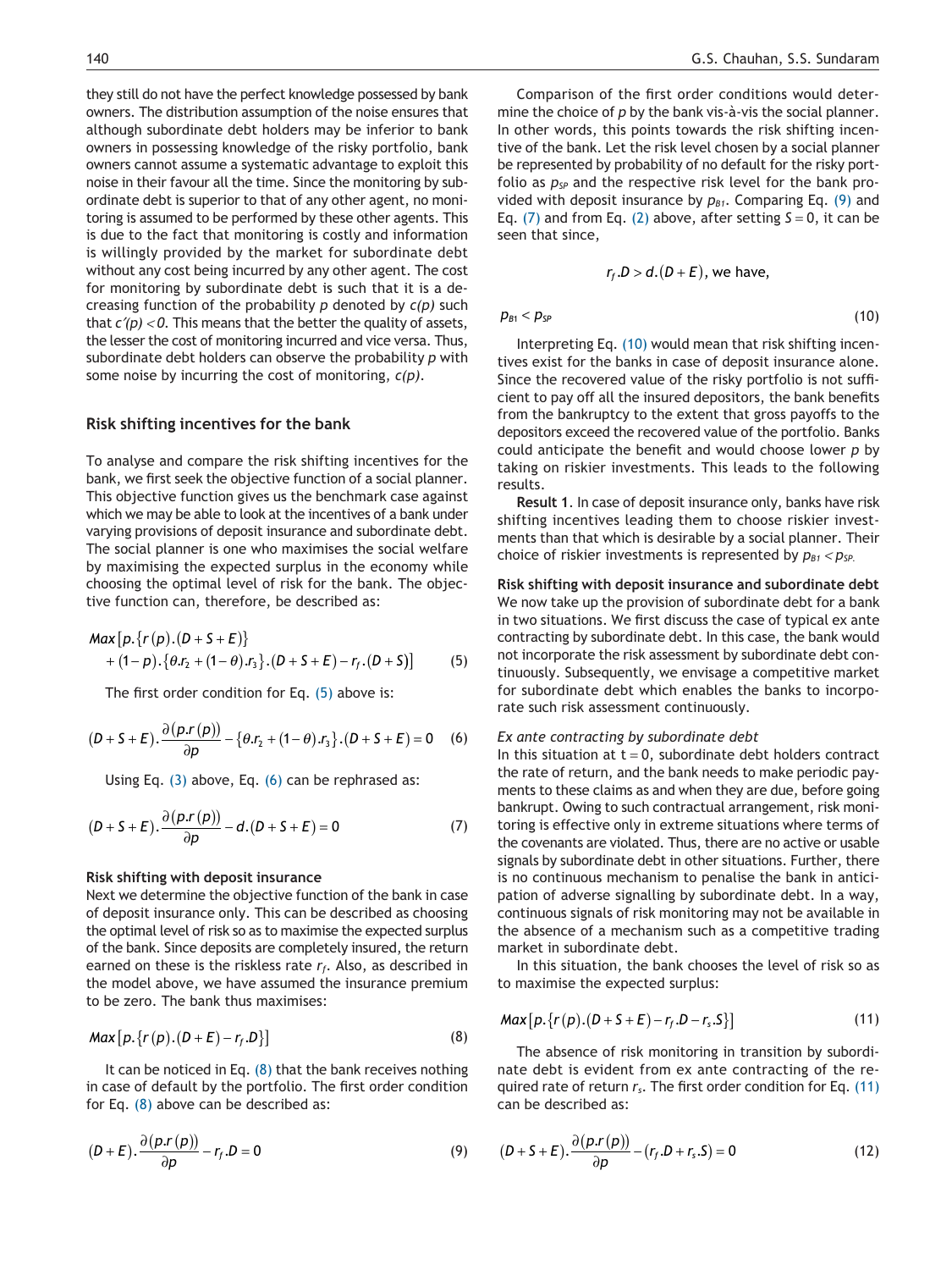they still do not have the perfect knowledge possessed by bank owners. The distribution assumption of the noise ensures that although subordinate debt holders may be inferior to bank owners in possessing knowledge of the risky portfolio, bank owners cannot assume a systematic advantage to exploit this noise in their favour all the time. Since the monitoring by subordinate debt is superior to that of any other agent, no monitoring is assumed to be performed by these other agents. This is due to the fact that monitoring is costly and information is willingly provided by the market for subordinate debt without any cost being incurred by any other agent. The cost for monitoring by subordinate debt is such that it is a decreasing function of the probability $p$ denoted by $c(p)$ such that $c'(p) < 0$. This means that the better the quality of assets, the lesser the cost of monitoring incurred and vice versa. Thus, subordinate debt holders can observe the probability $p$ with some noise by incurring the cost of monitoring, $c(p)$.

## Risk shifting incentives for the bank

To analyse and compare the risk shifting incentives for the bank, we first seek the objective function of a social planner. This objective function gives us the benchmark case against which we may be able to look at the incentives of a bank under varying provisions of deposit insurance and subordinate debt. The social planner is one who maximises the social welfare by maximising the expected surplus in the economy while choosing the optimal level of risk for the bank. The objective function can, therefore, be described as:

$$Max\left[p.\{r(p).(D+S+E)\} + (1-p).\{\theta.r_2+(1-\theta).r_3\}.(D+S+E) - r_f.(D+S)\right] \quad (5)$$

The first order condition for Eq. (5) above is:

$$(D+S+E).\frac{\partial(p.r(p))}{\partial p} - \{\theta.r_2+(1-\theta).r_3\}.(D+S+E) = 0 \quad (6)$$

Using Eq. (3) above, Eq. (6) can be rephrased as:

$$(D+S+E).\frac{\partial(p.r(p))}{\partial p} - d.(D+S+E) = 0 \quad (7)$$

### Risk shifting with deposit insurance

Next we determine the objective function of the bank in case of deposit insurance only. This can be described as choosing the optimal level of risk so as to maximise the expected surplus of the bank. Since deposits are completely insured, the return earned on these is the riskless rate $r_f$. Also, as described in the model above, we have assumed the insurance premium to be zero. The bank thus maximises:

$$Max\left[p.\{r(p).(D+E) - r_f.D\}\right] \quad (8)$$

It can be noticed in Eq. (8) that the bank receives nothing in case of default by the portfolio. The first order condition for Eq. (8) above can be described as:

$$(D+E).\frac{\partial(p.r(p))}{\partial p} - r_f.D = 0 \quad (9)$$

Comparison of the first order conditions would determine the choice of $p$ by the bank vis-à-vis the social planner. In other words, this points towards the risk shifting incentive of the bank. Let the risk level chosen by a social planner be represented by probability of no default for the risky portfolio as $p_{SP}$ and the respective risk level for the bank provided with deposit insurance by $p_{B1}$. Comparing Eq. (9) and Eq. (7) and from Eq. (2) above, after setting $S = 0$, it can be seen that since,

$$r_f.D > d.(D+E), \text{ we have,}$$

$$p_{B1} < p_{SP} \quad (10)$$

Interpreting Eq. (10) would mean that risk shifting incentives exist for the banks in case of deposit insurance alone. Since the recovered value of the risky portfolio is not sufficient to pay off all the insured depositors, the bank benefits from the bankruptcy to the extent that gross payoffs to the depositors exceed the recovered value of the portfolio. Banks could anticipate the benefit and would choose lower $p$ by taking on riskier investments. This leads to the following results.

**Result 1**. In case of deposit insurance only, banks have risk shifting incentives leading them to choose riskier investments than that which is desirable by a social planner. Their choice of riskier investments is represented by $p_{B1} < p_{SP}$.

### Risk shifting with deposit insurance and subordinate debt

We now take up the provision of subordinate debt for a bank in two situations. We first discuss the case of typical ex ante contracting by subordinate debt. In this case, the bank would not incorporate the risk assessment by subordinate debt continuously. Subsequently, we envisage a competitive market for subordinate debt which enables the banks to incorporate such risk assessment continuously.

#### *Ex ante contracting by subordinate debt*

In this situation at $t = 0$, subordinate debt holders contract the rate of return, and the bank needs to make periodic payments to these claims as and when they are due, before going bankrupt. Owing to such contractual arrangement, risk monitoring is effective only in extreme situations where terms of the covenants are violated. Thus, there are no active or usable signals by subordinate debt in other situations. Further, there is no continuous mechanism to penalise the bank in anticipation of adverse signalling by subordinate debt. In a way, continuous signals of risk monitoring may not be available in the absence of a mechanism such as a competitive trading market in subordinate debt.

In this situation, the bank chooses the level of risk so as to maximise the expected surplus:

$$Max\left[p.\{r(p).(D+S+E) - r_f.D - r_s.S\}\right] \quad (11)$$

The absence of risk monitoring in transition by subordinate debt is evident from ex ante contracting of the required rate of return $r_s$. The first order condition for Eq. (11) can be described as:

$$(D+S+E).\frac{\partial(p.r(p))}{\partial p} - (r_f.D + r_s.S) = 0 \quad (12)$$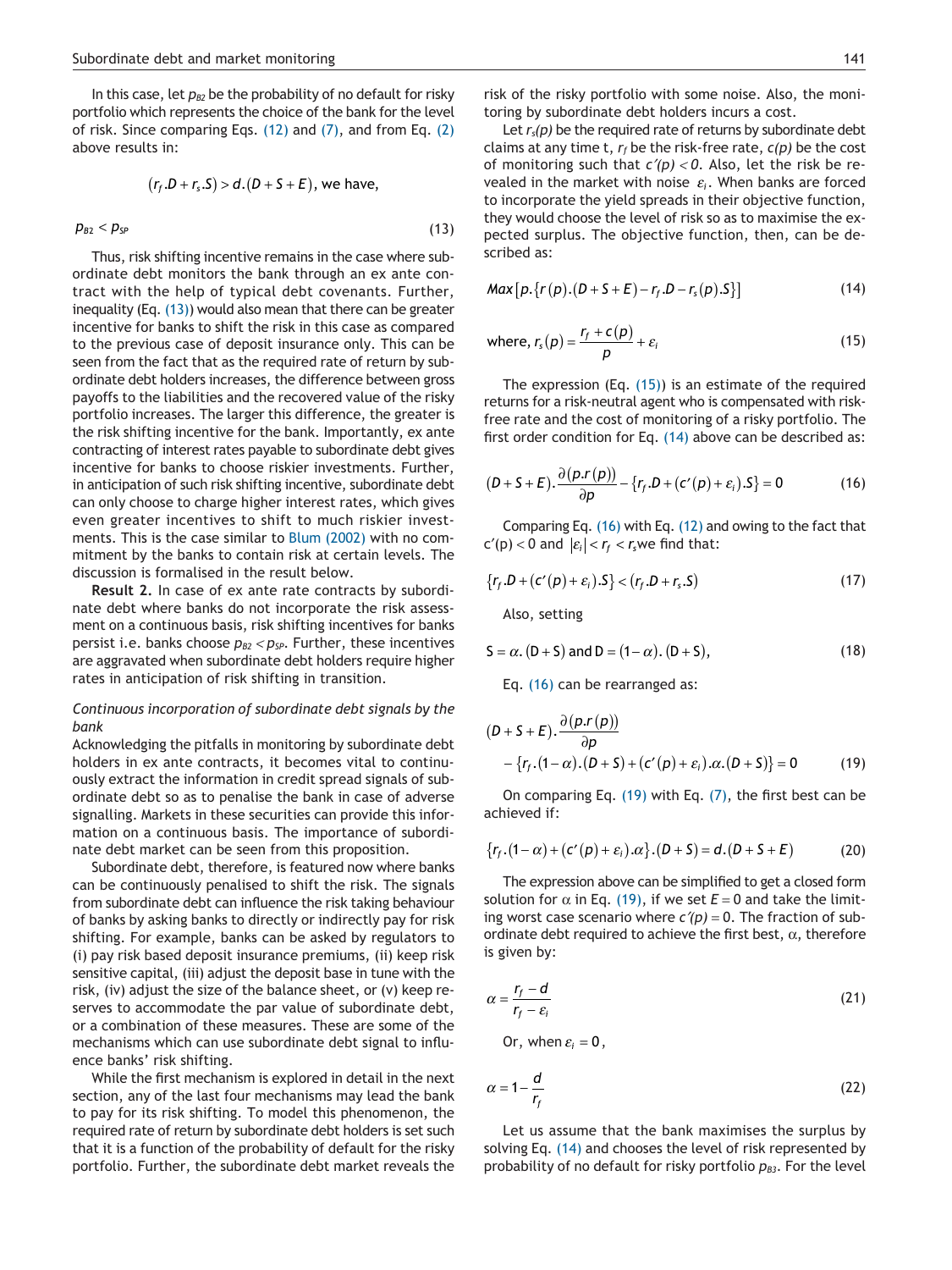In this case, let $p_{B2}$ be the probability of no default for risky portfolio which represents the choice of the bank for the level of risk. Since comparing Eqs. (12) and (7), and from Eq. (2) above results in:

$$(r_f.D + r_s.S) > d.(D + S + E), \text{ we have,}$$

$$p_{B2} < p_{SP} \tag{13}$$

Thus, risk shifting incentive remains in the case where subordinate debt monitors the bank through an ex ante contract with the help of typical debt covenants. Further, inequality (Eq. (13)) would also mean that there can be greater incentive for banks to shift the risk in this case as compared to the previous case of deposit insurance only. This can be seen from the fact that as the required rate of return by subordinate debt holders increases, the difference between gross payoffs to the liabilities and the recovered value of the risky portfolio increases. The larger this difference, the greater is the risk shifting incentive for the bank. Importantly, ex ante contracting of interest rates payable to subordinate debt gives incentive for banks to choose riskier investments. Further, in anticipation of such risk shifting incentive, subordinate debt can only choose to charge higher interest rates, which gives even greater incentives to shift to much riskier investments. This is the case similar to Blum (2002) with no commitment by the banks to contain risk at certain levels. The discussion is formalised in the result below.

**Result 2.** In case of ex ante rate contracts by subordinate debt where banks do not incorporate the risk assessment on a continuous basis, risk shifting incentives for banks persist i.e. banks choose $p_{B2} < p_{SP}$. Further, these incentives are aggravated when subordinate debt holders require higher rates in anticipation of risk shifting in transition.

*Continuous incorporation of subordinate debt signals by the bank*

Acknowledging the pitfalls in monitoring by subordinate debt holders in ex ante contracts, it becomes vital to continuously extract the information in credit spread signals of subordinate debt so as to penalise the bank in case of adverse signalling. Markets in these securities can provide this information on a continuous basis. The importance of subordinate debt market can be seen from this proposition.

Subordinate debt, therefore, is featured now where banks can be continuously penalised to shift the risk. The signals from subordinate debt can influence the risk taking behaviour of banks by asking banks to directly or indirectly pay for risk shifting. For example, banks can be asked by regulators to (i) pay risk based deposit insurance premiums, (ii) keep risk sensitive capital, (iii) adjust the deposit base in tune with the risk, (iv) adjust the size of the balance sheet, or (v) keep reserves to accommodate the par value of subordinate debt, or a combination of these measures. These are some of the mechanisms which can use subordinate debt signal to influence banks' risk shifting.

While the first mechanism is explored in detail in the next section, any of the last four mechanisms may lead the bank to pay for its risk shifting. To model this phenomenon, the required rate of return by subordinate debt holders is set such that it is a function of the probability of default for the risky portfolio. Further, the subordinate debt market reveals the risk of the risky portfolio with some noise. Also, the monitoring by subordinate debt holders incurs a cost.

Let $r_s(p)$ be the required rate of returns by subordinate debt claims at any time t, $r_f$ be the risk-free rate, $c(p)$ be the cost of monitoring such that $c'(p) < 0$. Also, let the risk be revealed in the market with noise $\varepsilon_i$. When banks are forced to incorporate the yield spreads in their objective function, they would choose the level of risk so as to maximise the expected surplus. The objective function, then, can be described as:

$$Max\left[p.\{r(p).(D + S + E) - r_f.D - r_s(p).S\}\right] \tag{14}$$

$$\text{where, } r_s(p) = \frac{r_f + c(p)}{p} + \varepsilon_i \tag{15}$$

The expression (Eq. (15)) is an estimate of the required returns for a risk-neutral agent who is compensated with risk-free rate and the cost of monitoring of a risky portfolio. The first order condition for Eq. (14) above can be described as:

$$(D + S + E).\frac{\partial(p.r(p))}{\partial p} - \{r_f.D + (c'(p) + \varepsilon_i).S\} = 0 \tag{16}$$

Comparing Eq. (16) with Eq. (12) and owing to the fact that $c'(p) < 0$ and $|\varepsilon_i| < r_f < r_s$ we find that:

$$\{r_f.D + (c'(p) + \varepsilon_i).S\} < (r_f.D + r_s.S) \tag{17}$$

Also, setting

$$S = \alpha.(D + S) \text{ and } D = (1 - \alpha).(D + S), \tag{18}$$

Eq. (16) can be rearranged as:

$$(D + S + E).\frac{\partial(p.r(p))}{\partial p} - \{r_f.(1 - \alpha).(D + S) + (c'(p) + \varepsilon_i).\alpha.(D + S)\} = 0 \tag{19}$$

On comparing Eq. (19) with Eq. (7), the first best can be achieved if:

$$\{r_f.(1 - \alpha) + (c'(p) + \varepsilon_i).\alpha\}.(D + S) = d.(D + S + E) \tag{20}$$

The expression above can be simplified to get a closed form solution for $\alpha$ in Eq. (19), if we set $E = 0$ and take the limiting worst case scenario where $c'(p) = 0$. The fraction of subordinate debt required to achieve the first best, $\alpha$, therefore is given by:

$$\alpha = \frac{r_f - d}{r_f - \varepsilon_i} \tag{21}$$

Or, when $\varepsilon_i = 0$,

$$\alpha = 1 - \frac{d}{r_f} \tag{22}$$

Let us assume that the bank maximises the surplus by solving Eq. (14) and chooses the level of risk represented by probability of no default for risky portfolio $p_{B3}$. For the level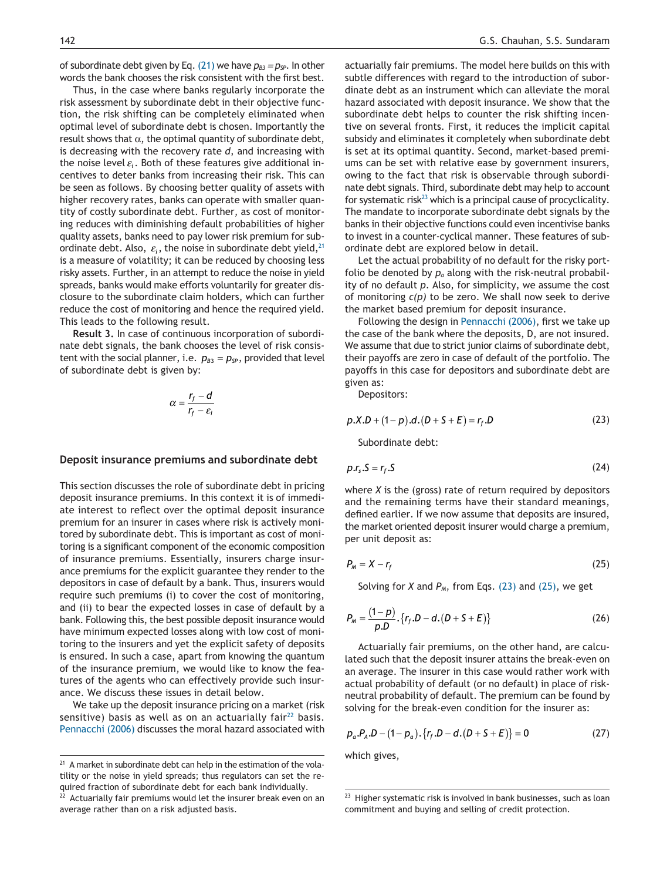of subordinate debt given by Eq. (21) we have $p_{B3} = p_{SP}$. In other words the bank chooses the risk consistent with the first best.

Thus, in the case where banks regularly incorporate the risk assessment by subordinate debt in their objective function, the risk shifting can be completely eliminated when optimal level of subordinate debt is chosen. Importantly the result shows that $\alpha$, the optimal quantity of subordinate debt, is decreasing with the recovery rate $d$, and increasing with the noise level $\varepsilon_i$. Both of these features give additional incentives to deter banks from increasing their risk. This can be seen as follows. By choosing better quality of assets with higher recovery rates, banks can operate with smaller quantity of costly subordinate debt. Further, as cost of monitoring reduces with diminishing default probabilities of higher quality assets, banks need to pay lower risk premium for subordinate debt. Also, $\varepsilon_i$, the noise in subordinate debt yield,[21] is a measure of volatility; it can be reduced by choosing less risky assets. Further, in an attempt to reduce the noise in yield spreads, banks would make efforts voluntarily for greater disclosure to the subordinate claim holders, which can further reduce the cost of monitoring and hence the required yield. This leads to the following result.

**Result 3.** In case of continuous incorporation of subordinate debt signals, the bank chooses the level of risk consistent with the social planner, i.e. $p_{B3} = p_{SP}$, provided that level of subordinate debt is given by:

$$\alpha = \frac{r_f - d}{r_f - \varepsilon_i}$$

## Deposit insurance premiums and subordinate debt

This section discusses the role of subordinate debt in pricing deposit insurance premiums. In this context it is of immediate interest to reflect over the optimal deposit insurance premium for an insurer in cases where risk is actively monitored by subordinate debt. This is important as cost of monitoring is a significant component of the economic composition of insurance premiums. Essentially, insurers charge insurance premiums for the explicit guarantee they render to the depositors in case of default by a bank. Thus, insurers would require such premiums (i) to cover the cost of monitoring, and (ii) to bear the expected losses in case of default by a bank. Following this, the best possible deposit insurance would have minimum expected losses along with low cost of monitoring to the insurers and yet the explicit safety of deposits is ensured. In such a case, apart from knowing the quantum of the insurance premium, we would like to know the features of the agents who can effectively provide such insurance. We discuss these issues in detail below.

We take up the deposit insurance pricing on a market (risk sensitive) basis as well as on an actuarially fair[22] basis. Pennacchi (2006) discusses the moral hazard associated with actuarially fair premiums. The model here builds on this with subtle differences with regard to the introduction of subordinate debt as an instrument which can alleviate the moral hazard associated with deposit insurance. We show that the subordinate debt helps to counter the risk shifting incentive on several fronts. First, it reduces the implicit capital subsidy and eliminates it completely when subordinate debt is set at its optimal quantity. Second, market-based premiums can be set with relative ease by government insurers, owing to the fact that risk is observable through subordinate debt signals. Third, subordinate debt may help to account for systematic risk[23] which is a principal cause of procyclicality. The mandate to incorporate subordinate debt signals by the banks in their objective functions could even incentivise banks to invest in a counter-cyclical manner. These features of subordinate debt are explored below in detail.

Let the actual probability of no default for the risky portfolio be denoted by $p_a$ along with the risk-neutral probability of no default $p$. Also, for simplicity, we assume the cost of monitoring *c(p)* to be zero. We shall now seek to derive the market based premium for deposit insurance.

Following the design in Pennacchi (2006), first we take up the case of the bank where the deposits, D, are not insured. We assume that due to strict junior claims of subordinate debt, their payoffs are zero in case of default of the portfolio. The payoffs in this case for depositors and subordinate debt are given as:

Depositors:

$$p.X.D + (1-p).d.(D+S+E) = r_f.D \tag{23}$$

Subordinate debt:

$$p.r_s.S = r_f.S \tag{24}$$

where $X$ is the (gross) rate of return required by depositors and the remaining terms have their standard meanings, defined earlier. If we now assume that deposits are insured, the market oriented deposit insurer would charge a premium, per unit deposit as:

$$P_M = X - r_f \tag{25}$$

Solving for $X$ and $P_M$, from Eqs. (23) and (25), we get

$$P_M = \frac{(1-p)}{p.D}.\{r_f.D - d.(D+S+E)\} \tag{26}$$

Actuarially fair premiums, on the other hand, are calculated such that the deposit insurer attains the break-even on an average. The insurer in this case would rather work with actual probability of default (or no default) in place of risk-neutral probability of default. The premium can be found by solving for the break-even condition for the insurer as:

$$p_a.P_A.D - (1-p_a).\{r_f.D - d.(D+S+E)\} = 0 \tag{27}$$

which gives,

[21] A market in subordinate debt can help in the estimation of the volatility or the noise in yield spreads; thus regulators can set the required fraction of subordinate debt for each bank individually.

[22] Actuarially fair premiums would let the insurer break even on an average rather than on a risk adjusted basis.

[23] Higher systematic risk is involved in bank businesses, such as loan commitment and buying and selling of credit protection.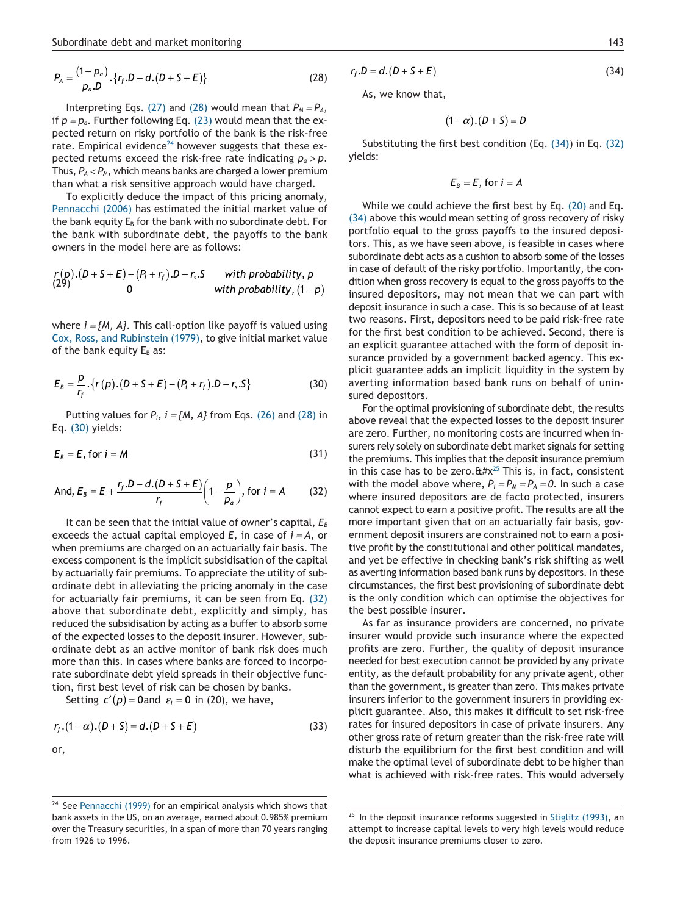$$P_A = \frac{(1-p_a)}{p_a.D}.\{r_f.D - d.(D+S+E)\} \tag{28}$$

Interpreting Eqs. (27) and (28) would mean that $P_M = P_A$, if $p = p_a$. Further following Eq. (23) would mean that the expected return on risky portfolio of the bank is the risk-free rate. Empirical evidence[24] however suggests that these expected returns exceed the risk-free rate indicating $p_a > p$. Thus, $P_A < P_M$, which means banks are charged a lower premium than what a risk sensitive approach would have charged.

To explicitly deduce the impact of this pricing anomaly, Pennacchi (2006) has estimated the initial market value of the bank equity $E_B$ for the bank with no subordinate debt. For the bank with subordinate debt, the payoffs to the bank owners in the model here are as follows:

$$\begin{array}{ll} r(p).(D+S+E) - (P_i + r_f).D - r_s.S & \textit{with probability}, p \\ 0 & \textit{with probability}, (1-p) \end{array} \tag{29}$$

where $i = \{M, A\}$. This call-option like payoff is valued using Cox, Ross, and Rubinstein (1979), to give initial market value of the bank equity $E_B$ as:

$$E_B = \frac{p}{r_f}.\{r(p).(D+S+E) - (P_i + r_f).D - r_s.S\} \tag{30}$$

Putting values for $P_i$, $i = \{M, A\}$ from Eqs. (26) and (28) in Eq. (30) yields:

$$E_B = E, \text{ for } i = M \tag{31}$$

$$\text{And, } E_B = E + \frac{r_f.D - d.(D+S+E)}{r_f}\left(1 - \frac{p}{p_a}\right), \text{ for } i = A \tag{32}$$

It can be seen that the initial value of owner's capital, $E_B$ exceeds the actual capital employed $E$, in case of $i = A$, or when premiums are charged on an actuarially fair basis. The excess component is the implicit subsidisation of the capital by actuarially fair premiums. To appreciate the utility of subordinate debt in alleviating the pricing anomaly in the case for actuarially fair premiums, it can be seen from Eq. (32) above that subordinate debt, explicitly and simply, has reduced the subsidisation by acting as a buffer to absorb some of the expected losses to the deposit insurer. However, subordinate debt as an active monitor of bank risk does much more than this. In cases where banks are forced to incorporate subordinate debt yield spreads in their objective function, first best level of risk can be chosen by banks.

Setting $c'(p) = 0$ and $\varepsilon_i = 0$ in (20), we have,

$$r_f.(1-\alpha).(D+S) = d.(D+S+E) \tag{33}$$

or,

$$r_f.D = d.(D+S+E) \tag{34}$$

As, we know that,

$$(1-\alpha).(D+S) = D$$

Substituting the first best condition (Eq. (34)) in Eq. (32) yields:

$$E_B = E, \text{ for } i = A$$

While we could achieve the first best by Eq. (20) and Eq. (34) above this would mean setting of gross recovery of risky portfolio equal to the gross payoffs to the insured depositors. This, as we have seen above, is feasible in cases where subordinate debt acts as a cushion to absorb some of the losses in case of default of the risky portfolio. Importantly, the condition when gross recovery is equal to the gross payoffs to the insured depositors, may not mean that we can part with deposit insurance in such a case. This is so because of at least two reasons. First, depositors need to be paid risk-free rate for the first best condition to be achieved. Second, there is an explicit guarantee attached with the form of deposit insurance provided by a government backed agency. This explicit guarantee adds an implicit liquidity in the system by averting information based bank runs on behalf of uninsured depositors.

For the optimal provisioning of subordinate debt, the results above reveal that the expected losses to the deposit insurer are zero. Further, no monitoring costs are incurred when insurers rely solely on subordinate debt market signals for setting the premiums. This implies that the deposit insurance premium in this case has to be zero.&#x[25] This is, in fact, consistent with the model above where, $P_i = P_M = P_A = 0$. In such a case where insured depositors are de facto protected, insurers cannot expect to earn a positive profit. The results are all the more important given that on an actuarially fair basis, government deposit insurers are constrained not to earn a positive profit by the constitutional and other political mandates, and yet be effective in checking bank's risk shifting as well as averting information based bank runs by depositors. In these circumstances, the first best provisioning of subordinate debt is the only condition which can optimise the objectives for the best possible insurer.

As far as insurance providers are concerned, no private insurer would provide such insurance where the expected profits are zero. Further, the quality of deposit insurance needed for best execution cannot be provided by any private entity, as the default probability for any private agent, other than the government, is greater than zero. This makes private insurers inferior to the government insurers in providing explicit guarantee. Also, this makes it difficult to set risk-free rates for insured depositors in case of private insurers. Any other gross rate of return greater than the risk-free rate will disturb the equilibrium for the first best condition and will make the optimal level of subordinate debt to be higher than what is achieved with risk-free rates. This would adversely

[24] See Pennacchi (1999) for an empirical analysis which shows that bank assets in the US, on an average, earned about 0.985% premium over the Treasury securities, in a span of more than 70 years ranging from 1926 to 1996.

[25] In the deposit insurance reforms suggested in Stiglitz (1993), an attempt to increase capital levels to very high levels would reduce the deposit insurance premiums closer to zero.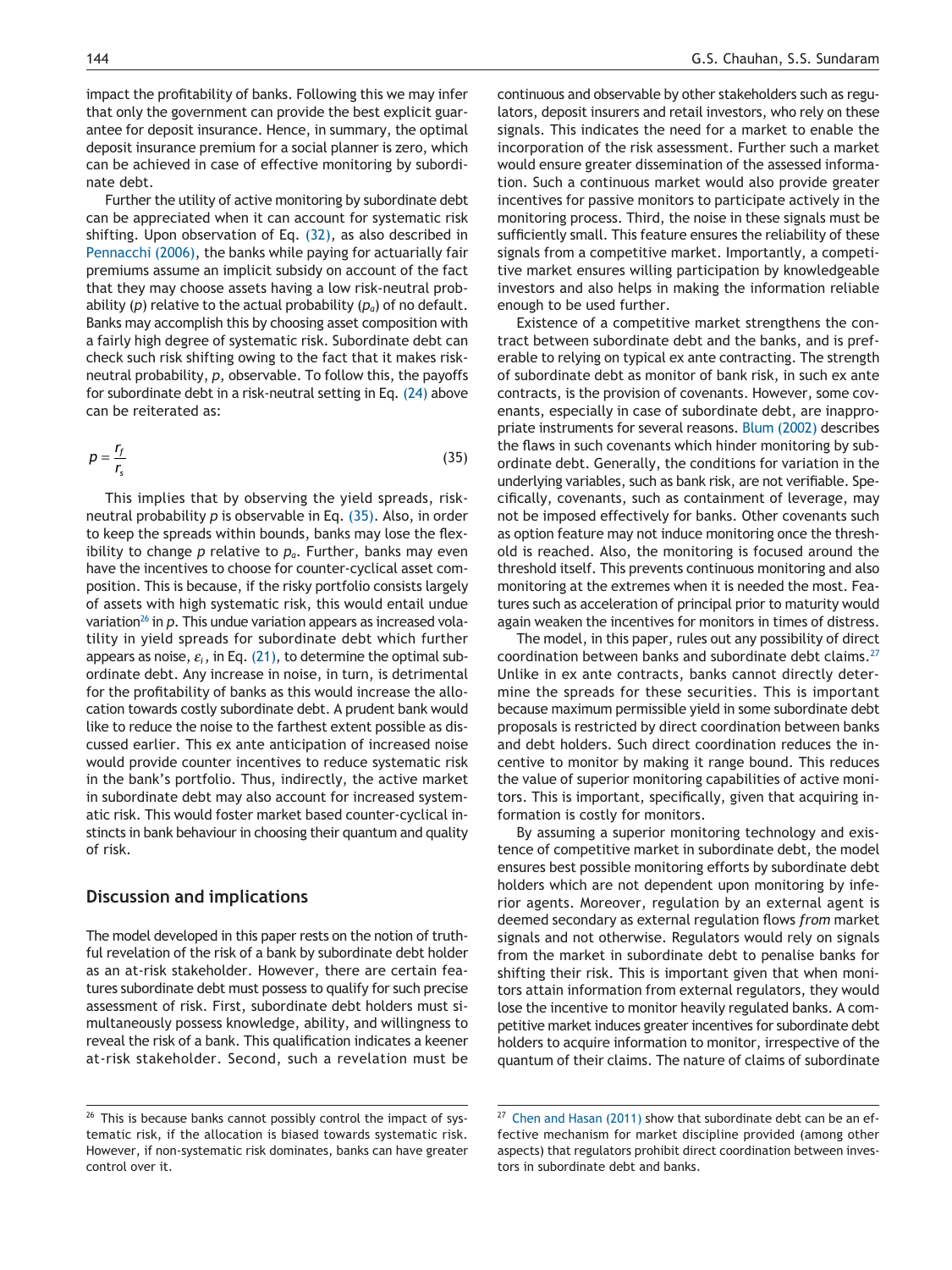impact the profitability of banks. Following this we may infer that only the government can provide the best explicit guarantee for deposit insurance. Hence, in summary, the optimal deposit insurance premium for a social planner is zero, which can be achieved in case of effective monitoring by subordinate debt.

Further the utility of active monitoring by subordinate debt can be appreciated when it can account for systematic risk shifting. Upon observation of Eq. (32), as also described in Pennacchi (2006), the banks while paying for actuarially fair premiums assume an implicit subsidy on account of the fact that they may choose assets having a low risk-neutral probability ($p$) relative to the actual probability ($p_a$) of no default. Banks may accomplish this by choosing asset composition with a fairly high degree of systematic risk. Subordinate debt can check such risk shifting owing to the fact that it makes risk-neutral probability, $p$, observable. To follow this, the payoffs for subordinate debt in a risk-neutral setting in Eq. (24) above can be reiterated as:

$$p = \frac{r_f}{r_s} \tag{35}$$

This implies that by observing the yield spreads, risk-neutral probability $p$ is observable in Eq. (35). Also, in order to keep the spreads within bounds, banks may lose the flexibility to change $p$ relative to $p_a$. Further, banks may even have the incentives to choose for counter-cyclical asset composition. This is because, if the risky portfolio consists largely of assets with high systematic risk, this would entail undue variation[26] in $p$. This undue variation appears as increased volatility in yield spreads for subordinate debt which further appears as noise, $\varepsilon_i$, in Eq. (21), to determine the optimal subordinate debt. Any increase in noise, in turn, is detrimental for the profitability of banks as this would increase the allocation towards costly subordinate debt. A prudent bank would like to reduce the noise to the farthest extent possible as discussed earlier. This ex ante anticipation of increased noise would provide counter incentives to reduce systematic risk in the bank's portfolio. Thus, indirectly, the active market in subordinate debt may also account for increased systematic risk. This would foster market based counter-cyclical instincts in bank behaviour in choosing their quantum and quality of risk.

## Discussion and implications

The model developed in this paper rests on the notion of truthful revelation of the risk of a bank by subordinate debt holder as an at-risk stakeholder. However, there are certain features subordinate debt must possess to qualify for such precise assessment of risk. First, subordinate debt holders must simultaneously possess knowledge, ability, and willingness to reveal the risk of a bank. This qualification indicates a keener at-risk stakeholder. Second, such a revelation must be continuous and observable by other stakeholders such as regulators, deposit insurers and retail investors, who rely on these signals. This indicates the need for a market to enable the incorporation of the risk assessment. Further such a market would ensure greater dissemination of the assessed information. Such a continuous market would also provide greater incentives for passive monitors to participate actively in the monitoring process. Third, the noise in these signals must be sufficiently small. This feature ensures the reliability of these signals from a competitive market. Importantly, a competitive market ensures willing participation by knowledgeable investors and also helps in making the information reliable enough to be used further.

Existence of a competitive market strengthens the contract between subordinate debt and the banks, and is preferable to relying on typical ex ante contracting. The strength of subordinate debt as monitor of bank risk, in such ex ante contracts, is the provision of covenants. However, some covenants, especially in case of subordinate debt, are inappropriate instruments for several reasons. Blum (2002) describes the flaws in such covenants which hinder monitoring by subordinate debt. Generally, the conditions for variation in the underlying variables, such as bank risk, are not verifiable. Specifically, covenants, such as containment of leverage, may not be imposed effectively for banks. Other covenants such as option feature may not induce monitoring once the threshold is reached. Also, the monitoring is focused around the threshold itself. This prevents continuous monitoring and also monitoring at the extremes when it is needed the most. Features such as acceleration of principal prior to maturity would again weaken the incentives for monitors in times of distress.

The model, in this paper, rules out any possibility of direct coordination between banks and subordinate debt claims.[27] Unlike in ex ante contracts, banks cannot directly determine the spreads for these securities. This is important because maximum permissible yield in some subordinate debt proposals is restricted by direct coordination between banks and debt holders. Such direct coordination reduces the incentive to monitor by making it range bound. This reduces the value of superior monitoring capabilities of active monitors. This is important, specifically, given that acquiring information is costly for monitors.

By assuming a superior monitoring technology and existence of competitive market in subordinate debt, the model ensures best possible monitoring efforts by subordinate debt holders which are not dependent upon monitoring by inferior agents. Moreover, regulation by an external agent is deemed secondary as external regulation flows *from* market signals and not otherwise. Regulators would rely on signals from the market in subordinate debt to penalise banks for shifting their risk. This is important given that when monitors attain information from external regulators, they would lose the incentive to monitor heavily regulated banks. A competitive market induces greater incentives for subordinate debt holders to acquire information to monitor, irrespective of the quantum of their claims. The nature of claims of subordinate

[26] This is because banks cannot possibly control the impact of systematic risk, if the allocation is biased towards systematic risk. However, if non-systematic risk dominates, banks can have greater control over it.

[27] Chen and Hasan (2011) show that subordinate debt can be an effective mechanism for market discipline provided (among other aspects) that regulators prohibit direct coordination between investors in subordinate debt and banks.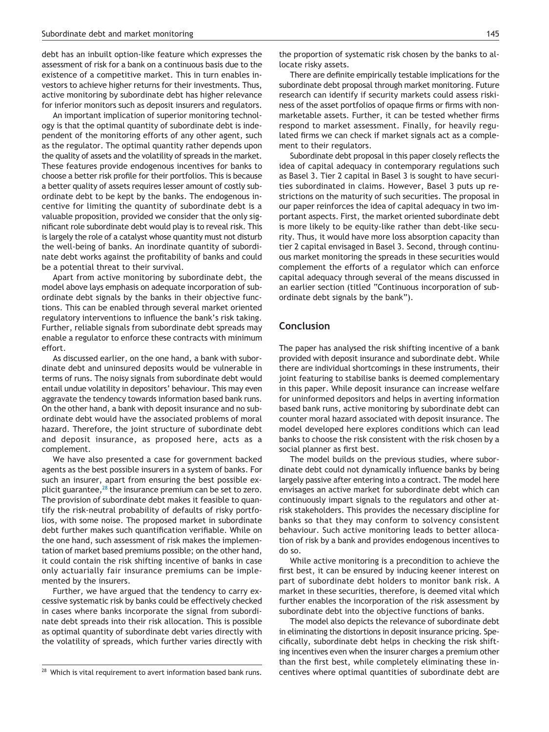debt has an inbuilt option-like feature which expresses the assessment of risk for a bank on a continuous basis due to the existence of a competitive market. This in turn enables investors to achieve higher returns for their investments. Thus, active monitoring by subordinate debt has higher relevance for inferior monitors such as deposit insurers and regulators.

An important implication of superior monitoring technology is that the optimal quantity of subordinate debt is independent of the monitoring efforts of any other agent, such as the regulator. The optimal quantity rather depends upon the quality of assets and the volatility of spreads in the market. These features provide endogenous incentives for banks to choose a better risk profile for their portfolios. This is because a better quality of assets requires lesser amount of costly subordinate debt to be kept by the banks. The endogenous incentive for limiting the quantity of subordinate debt is a valuable proposition, provided we consider that the only significant role subordinate debt would play is to reveal risk. This is largely the role of a catalyst whose quantity must not disturb the well-being of banks. An inordinate quantity of subordinate debt works against the profitability of banks and could be a potential threat to their survival.

Apart from active monitoring by subordinate debt, the model above lays emphasis on adequate incorporation of subordinate debt signals by the banks in their objective functions. This can be enabled through several market oriented regulatory interventions to influence the bank's risk taking. Further, reliable signals from subordinate debt spreads may enable a regulator to enforce these contracts with minimum effort.

As discussed earlier, on the one hand, a bank with subordinate debt and uninsured deposits would be vulnerable in terms of runs. The noisy signals from subordinate debt would entail undue volatility in depositors' behaviour. This may even aggravate the tendency towards information based bank runs. On the other hand, a bank with deposit insurance and no subordinate debt would have the associated problems of moral hazard. Therefore, the joint structure of subordinate debt and deposit insurance, as proposed here, acts as a complement.

We have also presented a case for government backed agents as the best possible insurers in a system of banks. For such an insurer, apart from ensuring the best possible explicit guarantee,[28] the insurance premium can be set to zero. The provision of subordinate debt makes it feasible to quantify the risk-neutral probability of defaults of risky portfolios, with some noise. The proposed market in subordinate debt further makes such quantification verifiable. While on the one hand, such assessment of risk makes the implementation of market based premiums possible; on the other hand, it could contain the risk shifting incentive of banks in case only actuarially fair insurance premiums can be implemented by the insurers.

Further, we have argued that the tendency to carry excessive systematic risk by banks could be effectively checked in cases where banks incorporate the signal from subordinate debt spreads into their risk allocation. This is possible as optimal quantity of subordinate debt varies directly with the volatility of spreads, which further varies directly with the proportion of systematic risk chosen by the banks to allocate risky assets.

There are definite empirically testable implications for the subordinate debt proposal through market monitoring. Future research can identify if security markets could assess riskiness of the asset portfolios of opaque firms or firms with non-marketable assets. Further, it can be tested whether firms respond to market assessment. Finally, for heavily regulated firms we can check if market signals act as a complement to their regulators.

Subordinate debt proposal in this paper closely reflects the idea of capital adequacy in contemporary regulations such as Basel 3. Tier 2 capital in Basel 3 is sought to have securities subordinated in claims. However, Basel 3 puts up restrictions on the maturity of such securities. The proposal in our paper reinforces the idea of capital adequacy in two important aspects. First, the market oriented subordinate debt is more likely to be equity-like rather than debt-like security. Thus, it would have more loss absorption capacity than tier 2 capital envisaged in Basel 3. Second, through continuous market monitoring the spreads in these securities would complement the efforts of a regulator which can enforce capital adequacy through several of the means discussed in an earlier section (titled "Continuous incorporation of subordinate debt signals by the bank").

## Conclusion

The paper has analysed the risk shifting incentive of a bank provided with deposit insurance and subordinate debt. While there are individual shortcomings in these instruments, their joint featuring to stabilise banks is deemed complementary in this paper. While deposit insurance can increase welfare for uninformed depositors and helps in averting information based bank runs, active monitoring by subordinate debt can counter moral hazard associated with deposit insurance. The model developed here explores conditions which can lead banks to choose the risk consistent with the risk chosen by a social planner as first best.

The model builds on the previous studies, where subordinate debt could not dynamically influence banks by being largely passive after entering into a contract. The model here envisages an active market for subordinate debt which can continuously impart signals to the regulators and other at-risk stakeholders. This provides the necessary discipline for banks so that they may conform to solvency consistent behaviour. Such active monitoring leads to better allocation of risk by a bank and provides endogenous incentives to do so.

While active monitoring is a precondition to achieve the first best, it can be ensured by inducing keener interest on part of subordinate debt holders to monitor bank risk. A market in these securities, therefore, is deemed vital which further enables the incorporation of the risk assessment by subordinate debt into the objective functions of banks.

The model also depicts the relevance of subordinate debt in eliminating the distortions in deposit insurance pricing. Specifically, subordinate debt helps in checking the risk shifting incentives even when the insurer charges a premium other than the first best, while completely eliminating these incentives where optimal quantities of subordinate debt are

[28] Which is vital requirement to avert information based bank runs.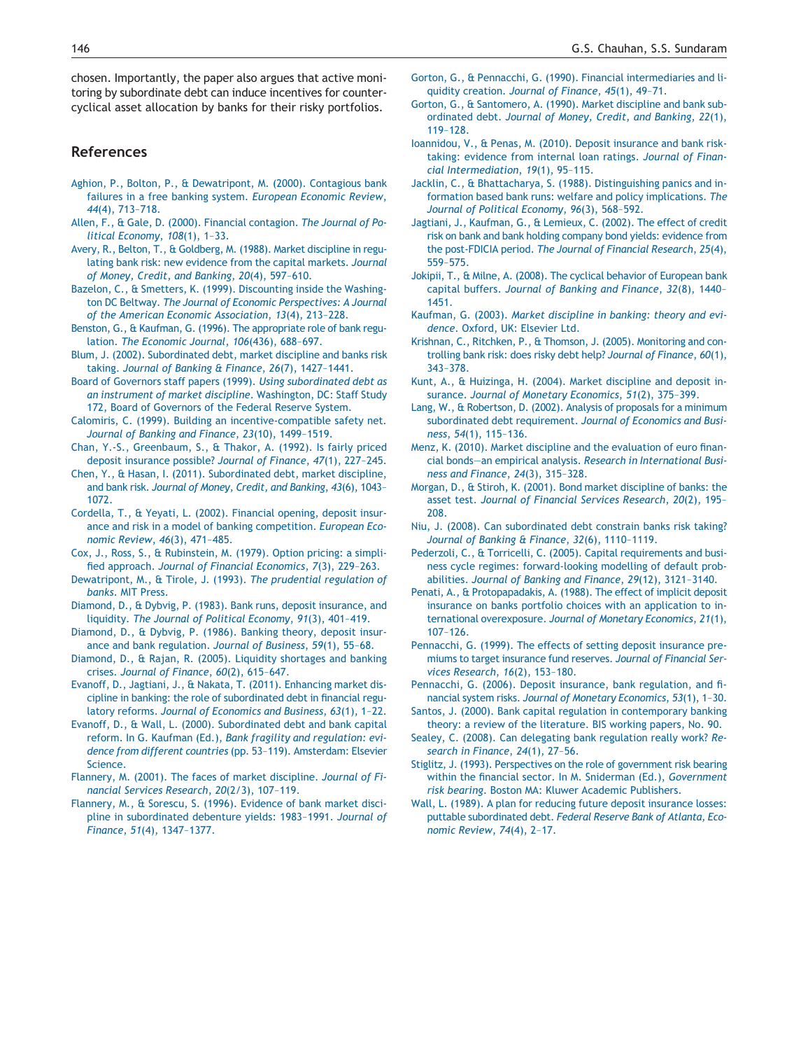chosen. Importantly, the paper also argues that active monitoring by subordinate debt can induce incentives for countercyclical asset allocation by banks for their risky portfolios.

## References

Aghion, P., Bolton, P., & Dewatripont, M. (2000). Contagious bank failures in a free banking system. *European Economic Review*, *44*(4), 713–718.

Allen, F., & Gale, D. (2000). Financial contagion. *The Journal of Political Economy*, *108*(1), 1–33.

Avery, R., Belton, T., & Goldberg, M. (1988). Market discipline in regulating bank risk: new evidence from the capital markets. *Journal of Money, Credit, and Banking*, *20*(4), 597–610.

Bazelon, C., & Smetters, K. (1999). Discounting inside the Washington DC Beltway. *The Journal of Economic Perspectives: A Journal of the American Economic Association*, *13*(4), 213–228.

Benston, G., & Kaufman, G. (1996). The appropriate role of bank regulation. *The Economic Journal*, *106*(436), 688–697.

Blum, J. (2002). Subordinated debt, market discipline and banks risk taking. *Journal of Banking & Finance*, *26*(7), 1427–1441.

Board of Governors staff papers (1999). *Using subordinated debt as an instrument of market discipline*. Washington, DC: Staff Study 172, Board of Governors of the Federal Reserve System.

Calomiris, C. (1999). Building an incentive-compatible safety net. *Journal of Banking and Finance*, *23*(10), 1499–1519.

Chan, Y.-S., Greenbaum, S., & Thakor, A. (1992). Is fairly priced deposit insurance possible? *Journal of Finance*, *47*(1), 227–245.

Chen, Y., & Hasan, I. (2011). Subordinated debt, market discipline, and bank risk. *Journal of Money, Credit, and Banking*, *43*(6), 1043–1072.

Cordella, T., & Yeyati, L. (2002). Financial opening, deposit insurance and risk in a model of banking competition. *European Economic Review*, *46*(3), 471–485.

Cox, J., Ross, S., & Rubinstein, M. (1979). Option pricing: a simplified approach. *Journal of Financial Economics*, *7*(3), 229–263.

Dewatripont, M., & Tirole, J. (1993). *The prudential regulation of banks*. MIT Press.

Diamond, D., & Dybvig, P. (1983). Bank runs, deposit insurance, and liquidity. *The Journal of Political Economy*, *91*(3), 401–419.

Diamond, D., & Dybvig, P. (1986). Banking theory, deposit insurance and bank regulation. *Journal of Business*, *59*(1), 55–68.

Diamond, D., & Rajan, R. (2005). Liquidity shortages and banking crises. *Journal of Finance*, *60*(2), 615–647.

Evanoff, D., Jagtiani, J., & Nakata, T. (2011). Enhancing market discipline in banking: the role of subordinated debt in financial regulatory reforms. *Journal of Economics and Business*, *63*(1), 1–22.

Evanoff, D., & Wall, L. (2000). Subordinated debt and bank capital reform. In G. Kaufman (Ed.), *Bank fragility and regulation: evidence from different countries* (pp. 53–119). Amsterdam: Elsevier Science.

Flannery, M. (2001). The faces of market discipline. *Journal of Financial Services Research*, *20*(2/3), 107–119.

Flannery, M., & Sorescu, S. (1996). Evidence of bank market discipline in subordinated debenture yields: 1983–1991. *Journal of Finance*, *51*(4), 1347–1377.

Gorton, G., & Pennacchi, G. (1990). Financial intermediaries and liquidity creation. *Journal of Finance*, *45*(1), 49–71.

Gorton, G., & Santomero, A. (1990). Market discipline and bank subordinated debt. *Journal of Money, Credit, and Banking*, *22*(1), 119–128.

Ioannidou, V., & Penas, M. (2010). Deposit insurance and bank risk-taking: evidence from internal loan ratings. *Journal of Financial Intermediation*, *19*(1), 95–115.

Jacklin, C., & Bhattacharya, S. (1988). Distinguishing panics and information based bank runs: welfare and policy implications. *The Journal of Political Economy*, *96*(3), 568–592.

Jagtiani, J., Kaufman, G., & Lemieux, C. (2002). The effect of credit risk on bank and bank holding company bond yields: evidence from the post-FDICIA period. *The Journal of Financial Research*, *25*(4), 559–575.

Jokipii, T., & Milne, A. (2008). The cyclical behavior of European bank capital buffers. *Journal of Banking and Finance*, *32*(8), 1440–1451.

Kaufman, G. (2003). *Market discipline in banking: theory and evidence*. Oxford, UK: Elsevier Ltd.

Krishnan, C., Ritchken, P., & Thomson, J. (2005). Monitoring and controlling bank risk: does risky debt help? *Journal of Finance*, *60*(1), 343–378.

Kunt, A., & Huizinga, H. (2004). Market discipline and deposit insurance. *Journal of Monetary Economics*, *51*(2), 375–399.

Lang, W., & Robertson, D. (2002). Analysis of proposals for a minimum subordinated debt requirement. *Journal of Economics and Business*, *54*(1), 115–136.

Menz, K. (2010). Market discipline and the evaluation of euro financial bonds—an empirical analysis. *Research in International Business and Finance*, *24*(3), 315–328.

Morgan, D., & Stiroh, K. (2001). Bond market discipline of banks: the asset test. *Journal of Financial Services Research*, *20*(2), 195–208.

Niu, J. (2008). Can subordinated debt constrain banks risk taking? *Journal of Banking & Finance*, *32*(6), 1110–1119.

Pederzoli, C., & Torricelli, C. (2005). Capital requirements and business cycle regimes: forward-looking modelling of default probabilities. *Journal of Banking and Finance*, *29*(12), 3121–3140.

Penati, A., & Protopapadakis, A. (1988). The effect of implicit deposit insurance on banks portfolio choices with an application to international overexposure. *Journal of Monetary Economics*, *21*(1), 107–126.

Pennacchi, G. (1999). The effects of setting deposit insurance premiums to target insurance fund reserves. *Journal of Financial Services Research*, *16*(2), 153–180.

Pennacchi, G. (2006). Deposit insurance, bank regulation, and financial system risks. *Journal of Monetary Economics*, *53*(1), 1–30.

Santos, J. (2000). Bank capital regulation in contemporary banking theory: a review of the literature. BIS working papers, No. 90.

Sealey, C. (2008). Can delegating bank regulation really work? *Research in Finance*, *24*(1), 27–56.

Stiglitz, J. (1993). Perspectives on the role of government risk bearing within the financial sector. In M. Sniderman (Ed.), *Government risk bearing*. Boston MA: Kluwer Academic Publishers.

Wall, L. (1989). A plan for reducing future deposit insurance losses: puttable subordinated debt. *Federal Reserve Bank of Atlanta, Economic Review*, *74*(4), 2–17.